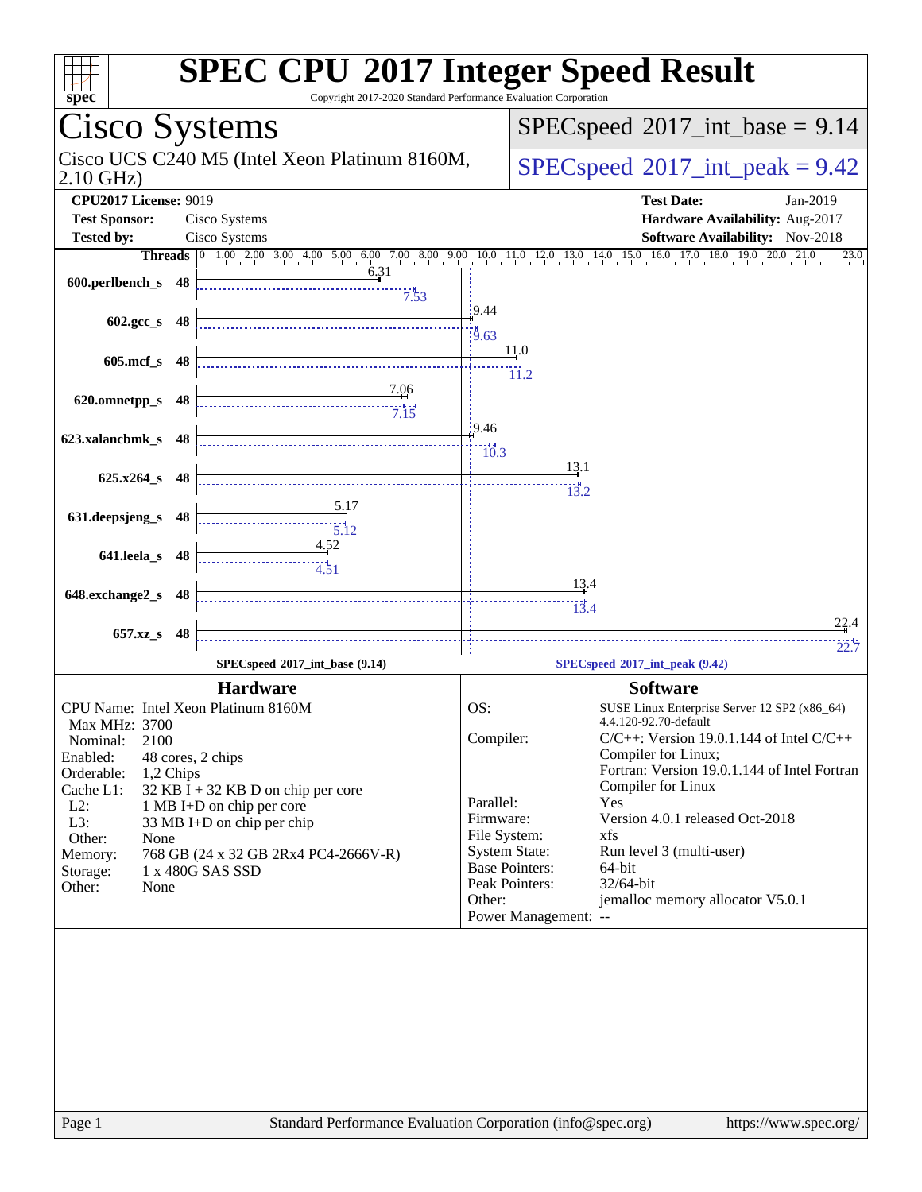# SPEC CPU 2017 Integer Speed Result

Copyright 2017-2020 Standard Performance Evaluation Corporation

## Cisco Systems

Cisco UCS C240 M5 (Intel Xeon Platinum 8160M, 2.10 GHz)

SPECspeed 2017_int_base = 9.14

SPECspeed 2017_int_peak = 9.42

**CPU2017 License:** 9019
**Test Sponsor:** Cisco Systems
**Tested by:** Cisco Systems

**Test Date:** Jan-2019
**Hardware Availability:** Aug-2017
**Software Availability:** Nov-2018

| Benchmark | Threads | Base | Peak |
|---|---|---|---|
| 600.perlbench_s | 48 | 6.31 | 7.53 |
| 602.gcc_s | 48 | 9.44 | 9.63 |
| 605.mcf_s | 48 | 11.0 | 11.2 |
| 620.omnetpp_s | 48 | 7.06 | 7.15 |
| 623.xalancbmk_s | 48 | 9.46 | 10.3 |
| 625.x264_s | 48 | 13.1 | 13.2 |
| 631.deepsjeng_s | 48 | 5.17 | 5.12 |
| 641.leela_s | 48 | 4.52 | 4.51 |
| 648.exchange2_s | 48 | 13.4 | 13.4 |
| 657.xz_s | 48 | 22.4 | 22.7 |

SPECspeed 2017_int_base (9.14) — SPECspeed 2017_int_peak (9.42)

### Hardware

| | |
|---|---|
| CPU Name: | Intel Xeon Platinum 8160M |
| Max MHz: | 3700 |
| Nominal: | 2100 |
| Enabled: | 48 cores, 2 chips |
| Orderable: | 1,2 Chips |
| Cache L1: | 32 KB I + 32 KB D on chip per core |
| L2: | 1 MB I+D on chip per core |
| L3: | 33 MB I+D on chip per chip |
| Other: | None |
| Memory: | 768 GB (24 x 32 GB 2Rx4 PC4-2666V-R) |
| Storage: | 1 x 480G SAS SSD |
| Other: | None |

### Software

| | |
|---|---|
| OS: | SUSE Linux Enterprise Server 12 SP2 (x86_64) 4.4.120-92.70-default |
| Compiler: | C/C++: Version 19.0.1.144 of Intel C/C++ Compiler for Linux; Fortran: Version 19.0.1.144 of Intel Fortran Compiler for Linux |
| Parallel: | Yes |
| Firmware: | Version 4.0.1 released Oct-2018 |
| File System: | xfs |
| System State: | Run level 3 (multi-user) |
| Base Pointers: | 64-bit |
| Peak Pointers: | 32/64-bit |
| Other: | jemalloc memory allocator V5.0.1 |
| Power Management: | -- |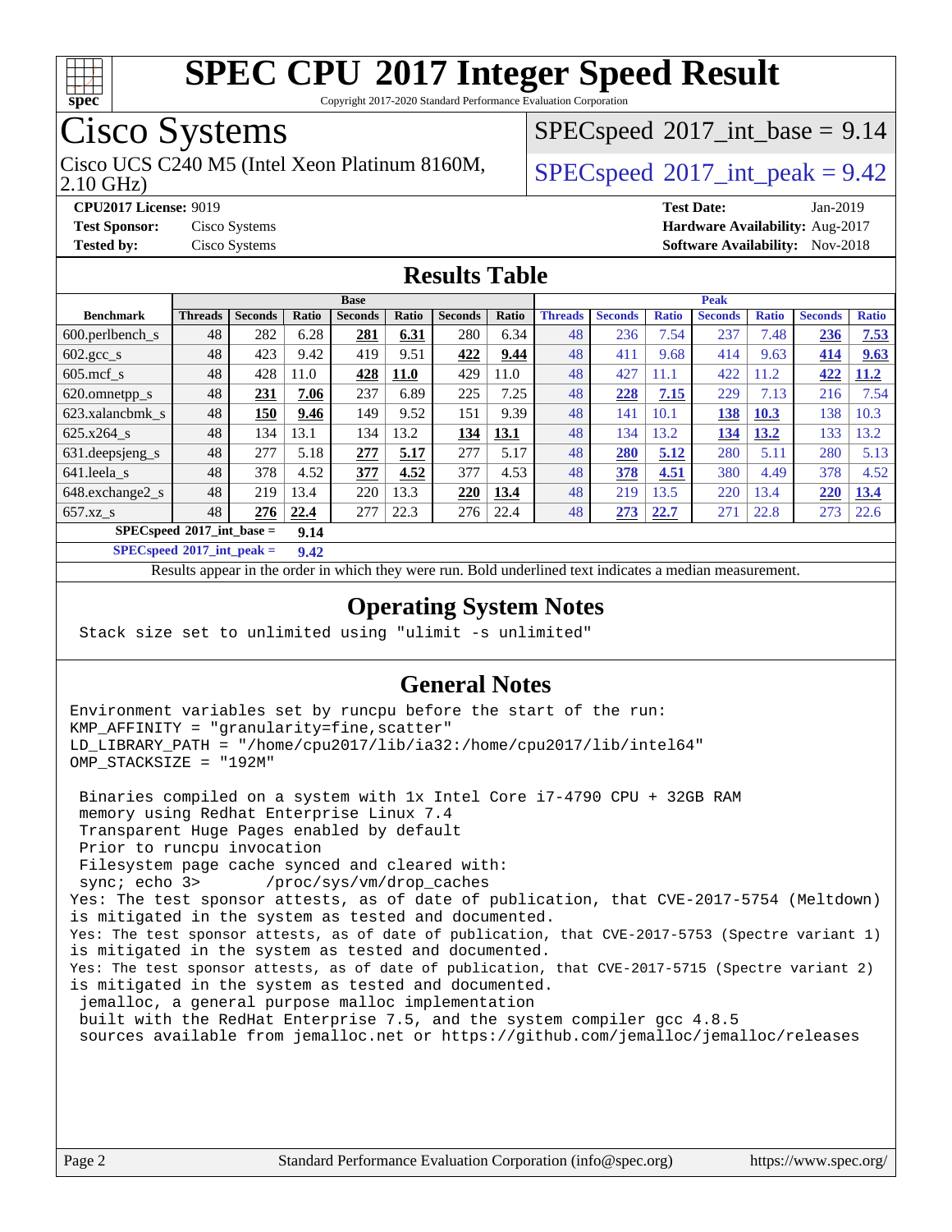# SPEC CPU 2017 Integer Speed Result

Copyright 2017-2020 Standard Performance Evaluation Corporation

## Cisco Systems

Cisco UCS C240 M5 (Intel Xeon Platinum 8160M, 2.10 GHz)

SPECspeed 2017_int_base = 9.14

SPECspeed 2017_int_peak = 9.42

**CPU2017 License:** 9019
**Test Sponsor:** Cisco Systems
**Tested by:** Cisco Systems
**Test Date:** Jan-2019
**Hardware Availability:** Aug-2017
**Software Availability:** Nov-2018

## Results Table

| Benchmark | Base | | | | | | | Peak | | | | | | |
|---|---|---|---|---|---|---|---|---|---|---|---|---|---|---|
| | Threads | Seconds | Ratio | Seconds | Ratio | Seconds | Ratio | Threads | Seconds | Ratio | Seconds | Ratio | Seconds | Ratio |
| 600.perlbench_s | 48 | 282 | 6.28 | **281** | **6.31** | 280 | 6.34 | 48 | 236 | 7.54 | 237 | 7.48 | **236** | **7.53** |
| 602.gcc_s | 48 | 423 | 9.42 | 419 | 9.51 | **422** | **9.44** | 48 | 411 | 9.68 | 414 | 9.63 | **414** | **9.63** |
| 605.mcf_s | 48 | 428 | 11.0 | **428** | **11.0** | 429 | 11.0 | 48 | 427 | 11.1 | 422 | 11.2 | **422** | **11.2** |
| 620.omnetpp_s | 48 | **231** | **7.06** | 237 | 6.89 | 225 | 7.25 | 48 | **228** | **7.15** | 229 | 7.13 | 216 | 7.54 |
| 623.xalancbmk_s | 48 | **150** | **9.46** | 149 | 9.52 | 151 | 9.39 | 48 | 141 | 10.1 | **138** | **10.3** | 138 | 10.3 |
| 625.x264_s | 48 | 134 | 13.1 | 134 | 13.2 | **134** | **13.1** | 48 | 134 | 13.2 | **134** | **13.2** | 133 | 13.2 |
| 631.deepsjeng_s | 48 | 277 | 5.18 | **277** | **5.17** | 277 | 5.17 | 48 | **280** | **5.12** | 280 | 5.11 | 280 | 5.13 |
| 641.leela_s | 48 | 378 | 4.52 | **377** | **4.52** | 377 | 4.53 | 48 | **378** | **4.51** | 380 | 4.49 | 378 | 4.52 |
| 648.exchange2_s | 48 | 219 | 13.4 | 220 | 13.3 | **220** | **13.4** | 48 | 219 | 13.5 | 220 | 13.4 | **220** | **13.4** |
| 657.xz_s | 48 | **276** | **22.4** | 277 | 22.3 | 276 | 22.4 | 48 | **273** | **22.7** | 271 | 22.8 | 273 | 22.6 |

**SPECspeed 2017_int_base = 9.14**

**SPECspeed 2017_int_peak = 9.42**

Results appear in the order in which they were run. Bold underlined text indicates a median measurement.

## Operating System Notes

```
Stack size set to unlimited using "ulimit -s unlimited"
```

## General Notes

```
Environment variables set by runcpu before the start of the run:
KMP_AFFINITY = "granularity=fine,scatter"
LD_LIBRARY_PATH = "/home/cpu2017/lib/ia32:/home/cpu2017/lib/intel64"
OMP_STACKSIZE = "192M"

 Binaries compiled on a system with 1x Intel Core i7-4790 CPU + 32GB RAM
 memory using Redhat Enterprise Linux 7.4
 Transparent Huge Pages enabled by default
 Prior to runcpu invocation
 Filesystem page cache synced and cleared with:
 sync; echo 3>       /proc/sys/vm/drop_caches
Yes: The test sponsor attests, as of date of publication, that CVE-2017-5754 (Meltdown)
is mitigated in the system as tested and documented.
Yes: The test sponsor attests, as of date of publication, that CVE-2017-5753 (Spectre variant 1)
is mitigated in the system as tested and documented.
Yes: The test sponsor attests, as of date of publication, that CVE-2017-5715 (Spectre variant 2)
is mitigated in the system as tested and documented.
 jemalloc, a general purpose malloc implementation
 built with the RedHat Enterprise 7.5, and the system compiler gcc 4.8.5
 sources available from jemalloc.net or https://github.com/jemalloc/jemalloc/releases
```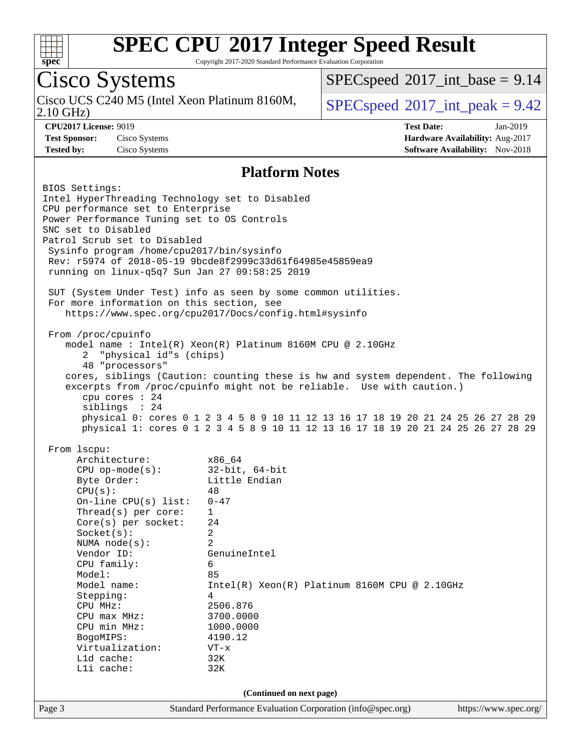# SPEC CPU 2017 Integer Speed Result

Copyright 2017-2020 Standard Performance Evaluation Corporation

## Cisco Systems

Cisco UCS C240 M5 (Intel Xeon Platinum 8160M, 2.10 GHz)

SPECspeed 2017_int_base = 9.14

SPECspeed 2017_int_peak = 9.42

**CPU2017 License:** 9019
**Test Sponsor:** Cisco Systems
**Tested by:** Cisco Systems

**Test Date:** Jan-2019
**Hardware Availability:** Aug-2017
**Software Availability:** Nov-2018

### Platform Notes

```
BIOS Settings:
Intel HyperThreading Technology set to Disabled
CPU performance set to Enterprise
Power Performance Tuning set to OS Controls
SNC set to Disabled
Patrol Scrub set to Disabled
 Sysinfo program /home/cpu2017/bin/sysinfo
 Rev: r5974 of 2018-05-19 9bcde8f2999c33d61f64985e45859ea9
 running on linux-q5q7 Sun Jan 27 09:58:25 2019

 SUT (System Under Test) info as seen by some common utilities.
 For more information on this section, see
    https://www.spec.org/cpu2017/Docs/config.html#sysinfo

 From /proc/cpuinfo
    model name : Intel(R) Xeon(R) Platinum 8160M CPU @ 2.10GHz
       2  "physical id"s (chips)
       48 "processors"
    cores, siblings (Caution: counting these is hw and system dependent. The following
    excerpts from /proc/cpuinfo might not be reliable.  Use with caution.)
       cpu cores : 24
       siblings  : 24
       physical 0: cores 0 1 2 3 4 5 8 9 10 11 12 13 16 17 18 19 20 21 24 25 26 27 28 29
       physical 1: cores 0 1 2 3 4 5 8 9 10 11 12 13 16 17 18 19 20 21 24 25 26 27 28 29

 From lscpu:
      Architecture:          x86_64
      CPU op-mode(s):        32-bit, 64-bit
      Byte Order:            Little Endian
      CPU(s):                48
      On-line CPU(s) list:   0-47
      Thread(s) per core:    1
      Core(s) per socket:    24
      Socket(s):             2
      NUMA node(s):          2
      Vendor ID:             GenuineIntel
      CPU family:            6
      Model:                 85
      Model name:            Intel(R) Xeon(R) Platinum 8160M CPU @ 2.10GHz
      Stepping:              4
      CPU MHz:               2506.876
      CPU max MHz:           3700.0000
      CPU min MHz:           1000.0000
      BogoMIPS:              4190.12
      Virtualization:        VT-x
      L1d cache:             32K
      L1i cache:             32K
```

(Continued on next page)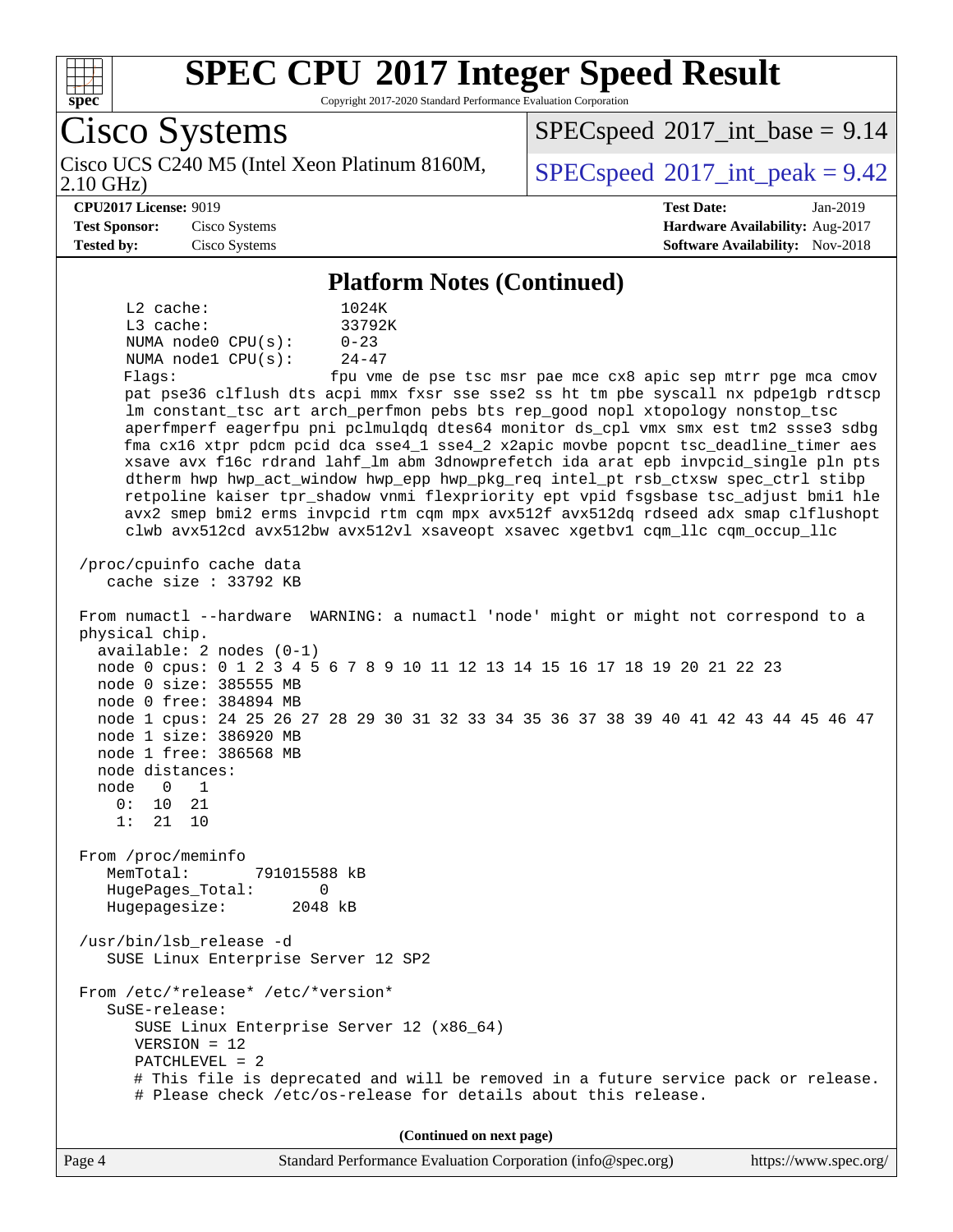## Platform Notes (Continued)

```
     L2 cache:              1024K
     L3 cache:              33792K
     NUMA node0 CPU(s):     0-23
     NUMA node1 CPU(s):     24-47
     Flags:                 fpu vme de pse tsc msr pae mce cx8 apic sep mtrr pge mca cmov
     pat pse36 clflush dts acpi mmx fxsr sse sse2 ss ht tm pbe syscall nx pdpe1gb rdtscp
     lm constant_tsc art arch_perfmon pebs bts rep_good nopl xtopology nonstop_tsc
     aperfmperf eagerfpu pni pclmulqdq dtes64 monitor ds_cpl vmx smx est tm2 ssse3 sdbg
     fma cx16 xtpr pdcm pcid dca sse4_1 sse4_2 x2apic movbe popcnt tsc_deadline_timer aes
     xsave avx f16c rdrand lahf_lm abm 3dnowprefetch ida arat epb invpcid_single pln pts
     dtherm hwp hwp_act_window hwp_epp hwp_pkg_req intel_pt rsb_ctxsw spec_ctrl stibp
     retpoline kaiser tpr_shadow vnmi flexpriority ept vpid fsgsbase tsc_adjust bmi1 hle
     avx2 smep bmi2 erms invpcid rtm cqm mpx avx512f avx512dq rdseed adx smap clflushopt
     clwb avx512cd avx512bw avx512vl xsaveopt xsavec xgetbv1 cqm_llc cqm_occup_llc

 /proc/cpuinfo cache data
    cache size : 33792 KB

 From numactl --hardware  WARNING: a numactl 'node' might or might not correspond to a
 physical chip.
   available: 2 nodes (0-1)
   node 0 cpus: 0 1 2 3 4 5 6 7 8 9 10 11 12 13 14 15 16 17 18 19 20 21 22 23
   node 0 size: 385555 MB
   node 0 free: 384894 MB
   node 1 cpus: 24 25 26 27 28 29 30 31 32 33 34 35 36 37 38 39 40 41 42 43 44 45 46 47
   node 1 size: 386920 MB
   node 1 free: 386568 MB
   node distances:
   node   0   1
     0:  10  21
     1:  21  10

 From /proc/meminfo
    MemTotal:       791015588 kB
    HugePages_Total:       0
    Hugepagesize:       2048 kB

 /usr/bin/lsb_release -d
    SUSE Linux Enterprise Server 12 SP2

 From /etc/*release* /etc/*version*
    SuSE-release:
       SUSE Linux Enterprise Server 12 (x86_64)
       VERSION = 12
       PATCHLEVEL = 2
       # This file is deprecated and will be removed in a future service pack or release.
       # Please check /etc/os-release for details about this release.
```

(Continued on next page)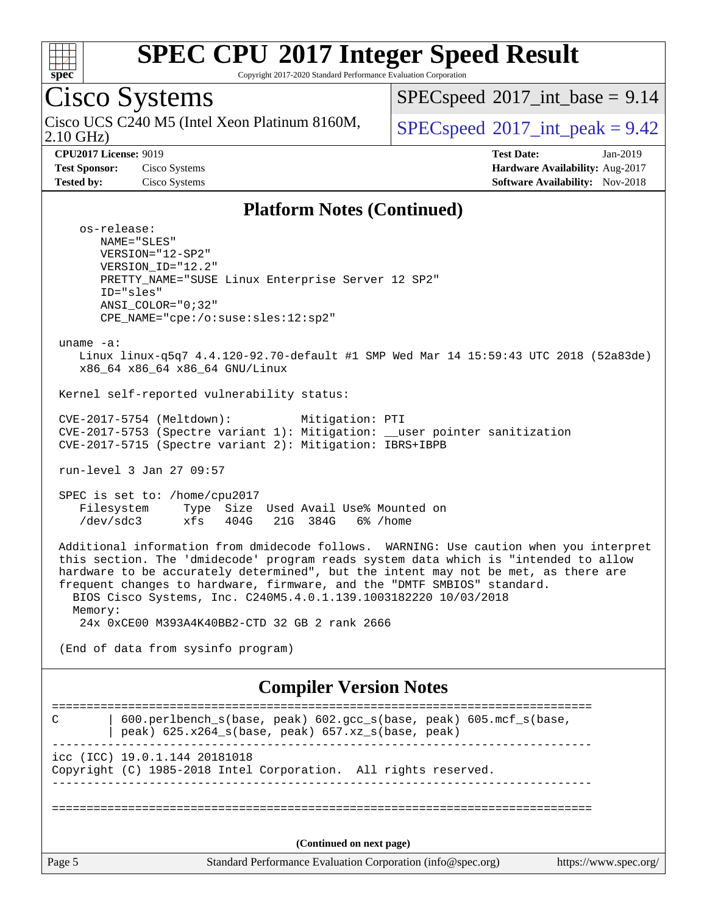# SPEC CPU 2017 Integer Speed Result

Copyright 2017-2020 Standard Performance Evaluation Corporation

## Cisco Systems

Cisco UCS C240 M5 (Intel Xeon Platinum 8160M, 2.10 GHz)

SPECspeed 2017_int_base = 9.14

SPECspeed 2017_int_peak = 9.42

**CPU2017 License:** 9019
**Test Sponsor:** Cisco Systems
**Tested by:** Cisco Systems

**Test Date:** Jan-2019
**Hardware Availability:** Aug-2017
**Software Availability:** Nov-2018

## Platform Notes (Continued)

```
    os-release:
       NAME="SLES"
       VERSION="12-SP2"
       VERSION_ID="12.2"
       PRETTY_NAME="SUSE Linux Enterprise Server 12 SP2"
       ID="sles"
       ANSI_COLOR="0;32"
       CPE_NAME="cpe:/o:suse:sles:12:sp2"

 uname -a:
    Linux linux-q5q7 4.4.120-92.70-default #1 SMP Wed Mar 14 15:59:43 UTC 2018 (52a83de)
    x86_64 x86_64 x86_64 GNU/Linux

 Kernel self-reported vulnerability status:

 CVE-2017-5754 (Meltdown):          Mitigation: PTI
 CVE-2017-5753 (Spectre variant 1): Mitigation: __user pointer sanitization
 CVE-2017-5715 (Spectre variant 2): Mitigation: IBRS+IBPB

 run-level 3 Jan 27 09:57

 SPEC is set to: /home/cpu2017
    Filesystem     Type  Size  Used Avail Use% Mounted on
    /dev/sdc3      xfs   404G   21G  384G   6% /home

 Additional information from dmidecode follows.  WARNING: Use caution when you interpret
 this section. The 'dmidecode' program reads system data which is "intended to allow
 hardware to be accurately determined", but the intent may not be met, as there are
 frequent changes to hardware, firmware, and the "DMTF SMBIOS" standard.
   BIOS Cisco Systems, Inc. C240M5.4.0.1.139.1003182220 10/03/2018
   Memory:
    24x 0xCE00 M393A4K40BB2-CTD 32 GB 2 rank 2666

 (End of data from sysinfo program)
```

## Compiler Version Notes

```
==============================================================================
C       | 600.perlbench_s(base, peak) 602.gcc_s(base, peak) 605.mcf_s(base,
        | peak) 625.x264_s(base, peak) 657.xz_s(base, peak)
------------------------------------------------------------------------------
icc (ICC) 19.0.1.144 20181018
Copyright (C) 1985-2018 Intel Corporation.  All rights reserved.
------------------------------------------------------------------------------

==============================================================================
```

**(Continued on next page)**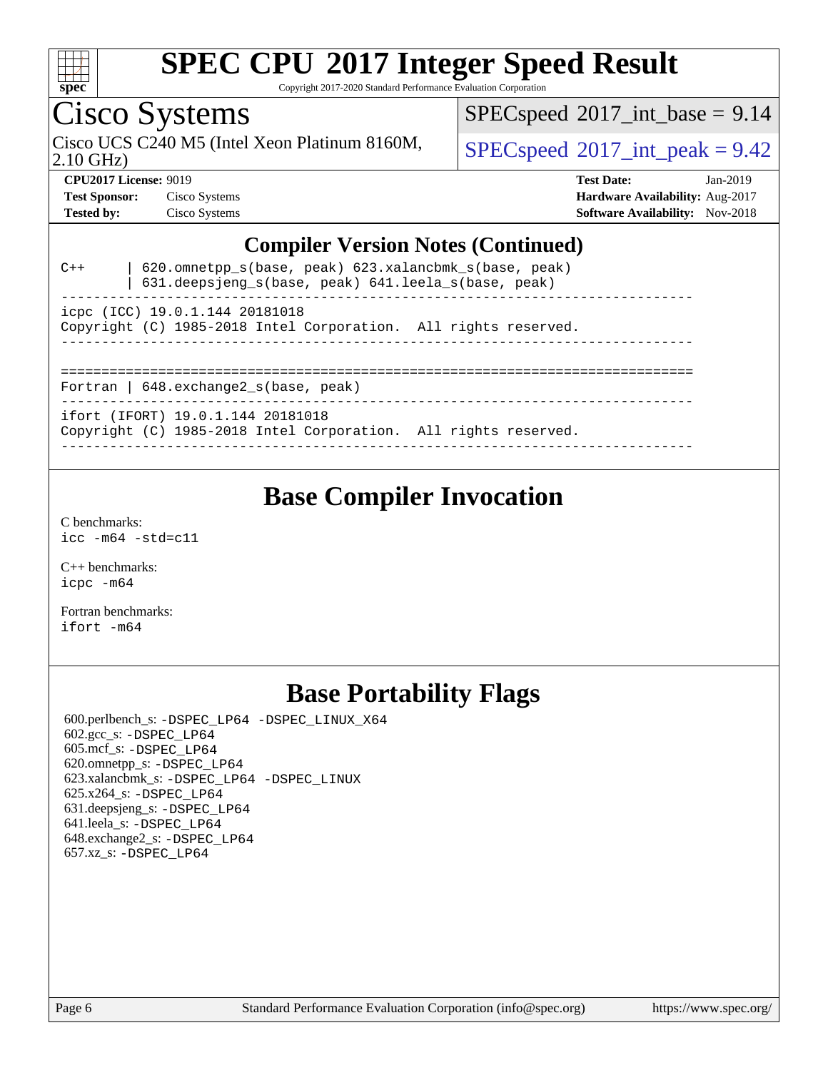# SPEC CPU 2017 Integer Speed Result

Copyright 2017-2020 Standard Performance Evaluation Corporation

## Cisco Systems

Cisco UCS C240 M5 (Intel Xeon Platinum 8160M, 2.10 GHz)

SPECspeed 2017_int_base = 9.14

SPECspeed 2017_int_peak = 9.42

**CPU2017 License:** 9019
**Test Sponsor:** Cisco Systems
**Tested by:** Cisco Systems

**Test Date:** Jan-2019
**Hardware Availability:** Aug-2017
**Software Availability:** Nov-2018

## Compiler Version Notes (Continued)

```
C++       | 620.omnetpp_s(base, peak) 623.xalancbmk_s(base, peak)
          | 631.deepsjeng_s(base, peak) 641.leela_s(base, peak)
------------------------------------------------------------------------------
icpc (ICC) 19.0.1.144 20181018
Copyright (C) 1985-2018 Intel Corporation.  All rights reserved.
------------------------------------------------------------------------------

==============================================================================
Fortran | 648.exchange2_s(base, peak)
------------------------------------------------------------------------------
ifort (IFORT) 19.0.1.144 20181018
Copyright (C) 1985-2018 Intel Corporation.  All rights reserved.
------------------------------------------------------------------------------
```

## Base Compiler Invocation

C benchmarks:
`icc -m64 -std=c11`

C++ benchmarks:
`icpc -m64`

Fortran benchmarks:
`ifort -m64`

## Base Portability Flags

600.perlbench_s: -DSPEC_LP64 -DSPEC_LINUX_X64
602.gcc_s: -DSPEC_LP64
605.mcf_s: -DSPEC_LP64
620.omnetpp_s: -DSPEC_LP64
623.xalancbmk_s: -DSPEC_LP64 -DSPEC_LINUX
625.x264_s: -DSPEC_LP64
631.deepsjeng_s: -DSPEC_LP64
641.leela_s: -DSPEC_LP64
648.exchange2_s: -DSPEC_LP64
657.xz_s: -DSPEC_LP64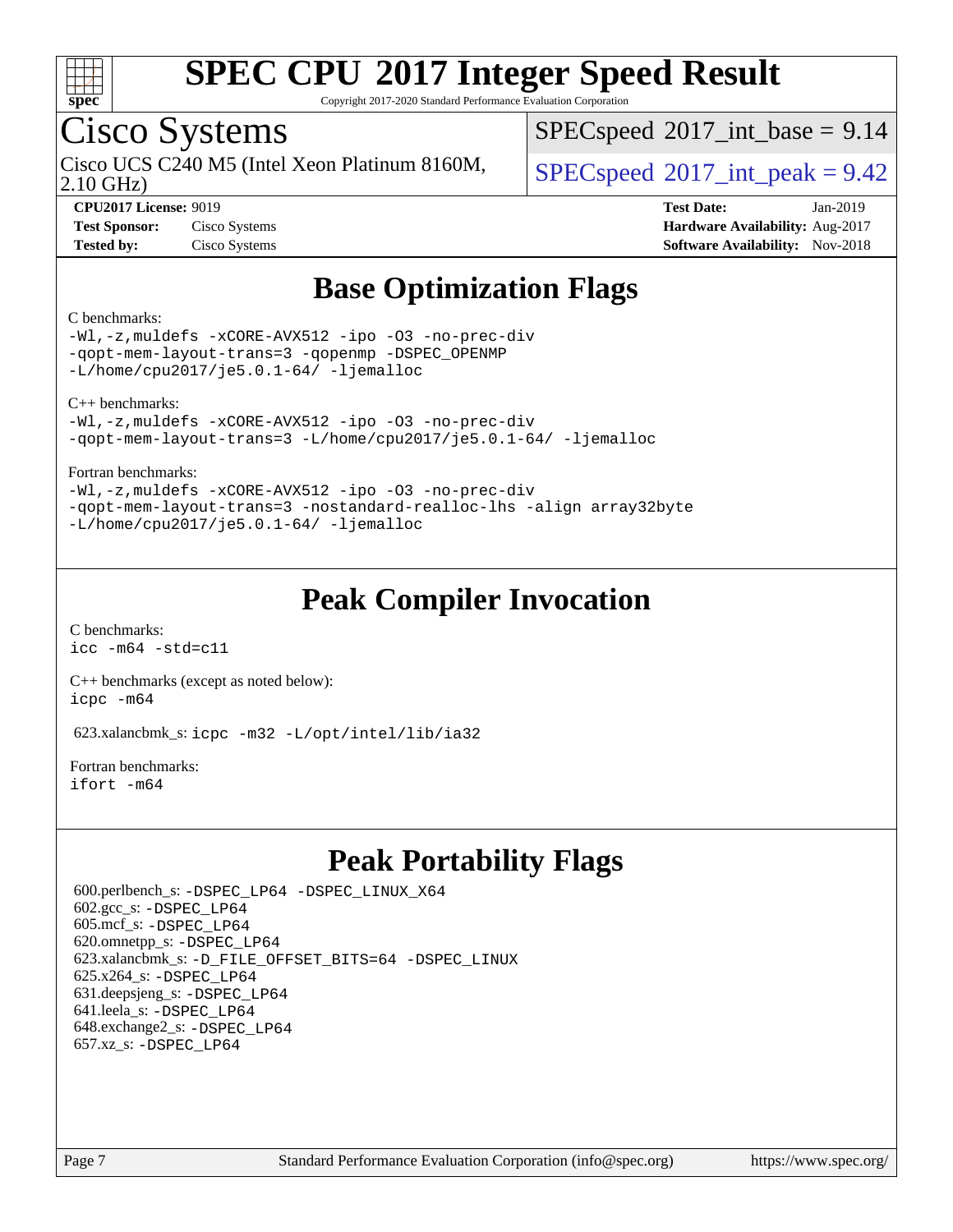# SPEC CPU 2017 Integer Speed Result

Copyright 2017-2020 Standard Performance Evaluation Corporation

## Cisco Systems

Cisco UCS C240 M5 (Intel Xeon Platinum 8160M, 2.10 GHz)

SPECspeed 2017_int_base = 9.14

SPECspeed 2017_int_peak = 9.42

**CPU2017 License:** 9019
**Test Sponsor:** Cisco Systems
**Tested by:** Cisco Systems

**Test Date:** Jan-2019
**Hardware Availability:** Aug-2017
**Software Availability:** Nov-2018

## Base Optimization Flags

C benchmarks:

```
-Wl,-z,muldefs -xCORE-AVX512 -ipo -O3 -no-prec-div
-qopt-mem-layout-trans=3 -qopenmp -DSPEC_OPENMP
-L/home/cpu2017/je5.0.1-64/ -ljemalloc
```

C++ benchmarks:

```
-Wl,-z,muldefs -xCORE-AVX512 -ipo -O3 -no-prec-div
-qopt-mem-layout-trans=3 -L/home/cpu2017/je5.0.1-64/ -ljemalloc
```

Fortran benchmarks:

```
-Wl,-z,muldefs -xCORE-AVX512 -ipo -O3 -no-prec-div
-qopt-mem-layout-trans=3 -nostandard-realloc-lhs -align array32byte
-L/home/cpu2017/je5.0.1-64/ -ljemalloc
```

## Peak Compiler Invocation

C benchmarks:

```
icc -m64 -std=c11
```

C++ benchmarks (except as noted below):

```
icpc -m64
```

623.xalancbmk_s: `icpc -m32 -L/opt/intel/lib/ia32`

Fortran benchmarks:

```
ifort -m64
```

## Peak Portability Flags

600.perlbench_s: `-DSPEC_LP64 -DSPEC_LINUX_X64`
602.gcc_s: `-DSPEC_LP64`
605.mcf_s: `-DSPEC_LP64`
620.omnetpp_s: `-DSPEC_LP64`
623.xalancbmk_s: `-D_FILE_OFFSET_BITS=64 -DSPEC_LINUX`
625.x264_s: `-DSPEC_LP64`
631.deepsjeng_s: `-DSPEC_LP64`
641.leela_s: `-DSPEC_LP64`
648.exchange2_s: `-DSPEC_LP64`
657.xz_s: `-DSPEC_LP64`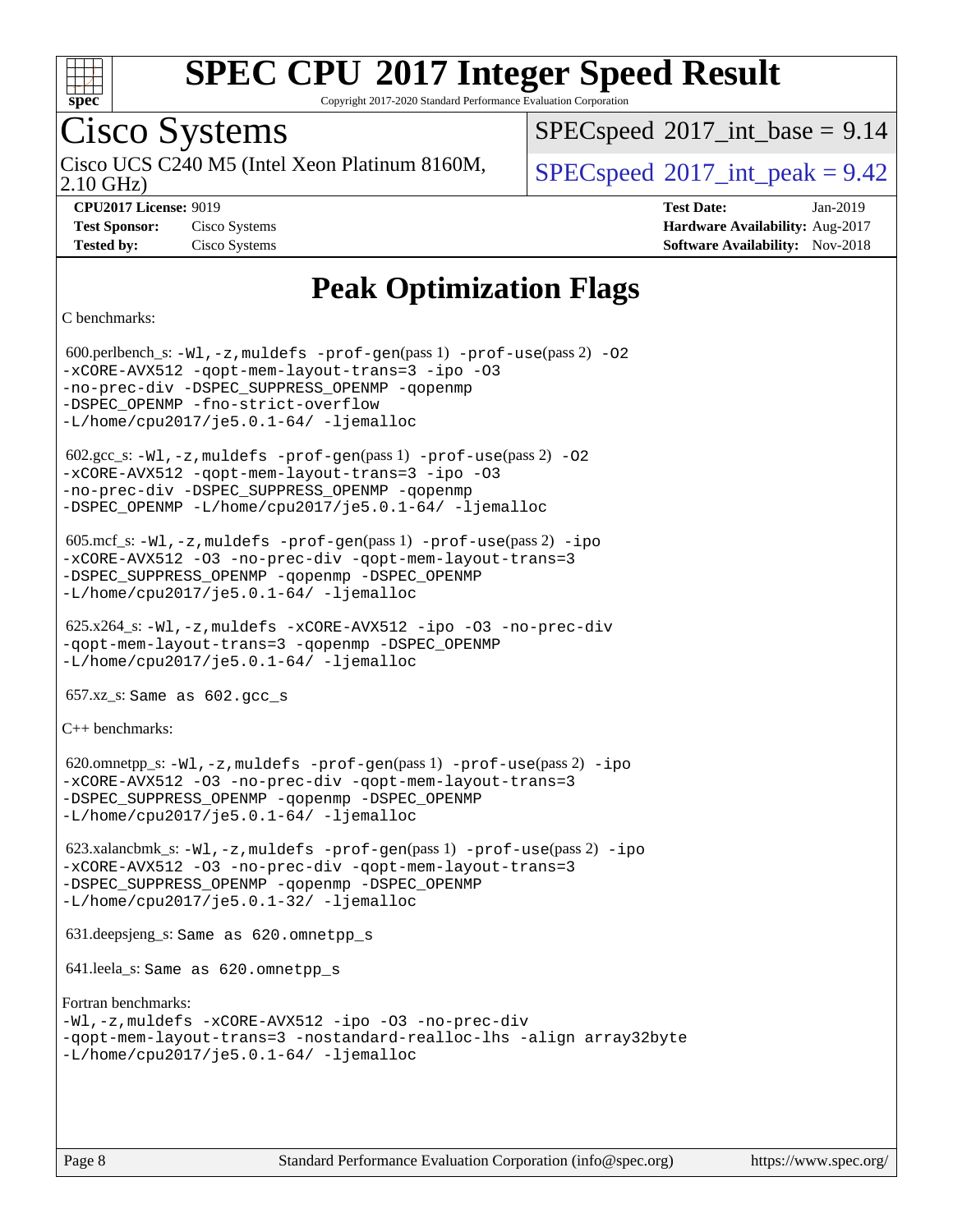# Peak Optimization Flags

C benchmarks:

600.perlbench_s: -Wl,-z,muldefs -prof-gen(pass 1) -prof-use(pass 2) -O2 -xCORE-AVX512 -qopt-mem-layout-trans=3 -ipo -O3 -no-prec-div -DSPEC_SUPPRESS_OPENMP -qopenmp -DSPEC_OPENMP -fno-strict-overflow -L/home/cpu2017/je5.0.1-64/ -ljemalloc

602.gcc_s: -Wl,-z,muldefs -prof-gen(pass 1) -prof-use(pass 2) -O2 -xCORE-AVX512 -qopt-mem-layout-trans=3 -ipo -O3 -no-prec-div -DSPEC_SUPPRESS_OPENMP -qopenmp -DSPEC_OPENMP -L/home/cpu2017/je5.0.1-64/ -ljemalloc

605.mcf_s: -Wl,-z,muldefs -prof-gen(pass 1) -prof-use(pass 2) -ipo -xCORE-AVX512 -O3 -no-prec-div -qopt-mem-layout-trans=3 -DSPEC_SUPPRESS_OPENMP -qopenmp -DSPEC_OPENMP -L/home/cpu2017/je5.0.1-64/ -ljemalloc

625.x264_s: -Wl,-z,muldefs -xCORE-AVX512 -ipo -O3 -no-prec-div -qopt-mem-layout-trans=3 -qopenmp -DSPEC_OPENMP -L/home/cpu2017/je5.0.1-64/ -ljemalloc

657.xz_s: Same as 602.gcc_s

C++ benchmarks:

620.omnetpp_s: -Wl,-z,muldefs -prof-gen(pass 1) -prof-use(pass 2) -ipo -xCORE-AVX512 -O3 -no-prec-div -qopt-mem-layout-trans=3 -DSPEC_SUPPRESS_OPENMP -qopenmp -DSPEC_OPENMP -L/home/cpu2017/je5.0.1-64/ -ljemalloc

623.xalancbmk_s: -Wl,-z,muldefs -prof-gen(pass 1) -prof-use(pass 2) -ipo -xCORE-AVX512 -O3 -no-prec-div -qopt-mem-layout-trans=3 -DSPEC_SUPPRESS_OPENMP -qopenmp -DSPEC_OPENMP -L/home/cpu2017/je5.0.1-32/ -ljemalloc

631.deepsjeng_s: Same as 620.omnetpp_s

641.leela_s: Same as 620.omnetpp_s

Fortran benchmarks:
-Wl,-z,muldefs -xCORE-AVX512 -ipo -O3 -no-prec-div -qopt-mem-layout-trans=3 -nostandard-realloc-lhs -align array32byte -L/home/cpu2017/je5.0.1-64/ -ljemalloc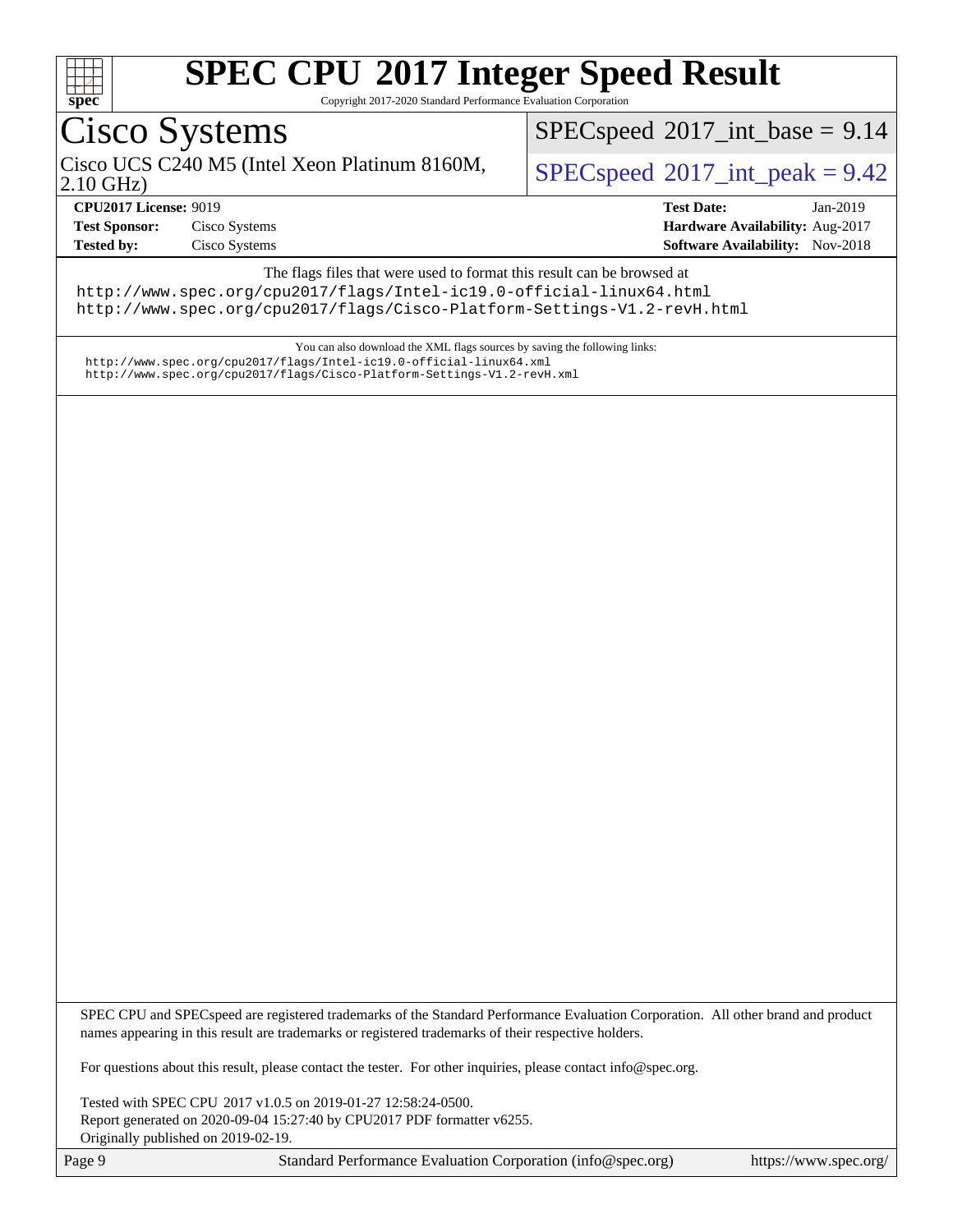The flags files that were used to format this result can be browsed at
http://www.spec.org/cpu2017/flags/Intel-ic19.0-official-linux64.html
http://www.spec.org/cpu2017/flags/Cisco-Platform-Settings-V1.2-revH.html

You can also download the XML flags sources by saving the following links:
http://www.spec.org/cpu2017/flags/Intel-ic19.0-official-linux64.xml
http://www.spec.org/cpu2017/flags/Cisco-Platform-Settings-V1.2-revH.xml

SPEC CPU and SPECspeed are registered trademarks of the Standard Performance Evaluation Corporation. All other brand and product names appearing in this result are trademarks or registered trademarks of their respective holders.

For questions about this result, please contact the tester. For other inquiries, please contact info@spec.org.

Tested with SPEC CPU 2017 v1.0.5 on 2019-01-27 12:58:24-0500.
Report generated on 2020-09-04 15:27:40 by CPU2017 PDF formatter v6255.
Originally published on 2019-02-19.